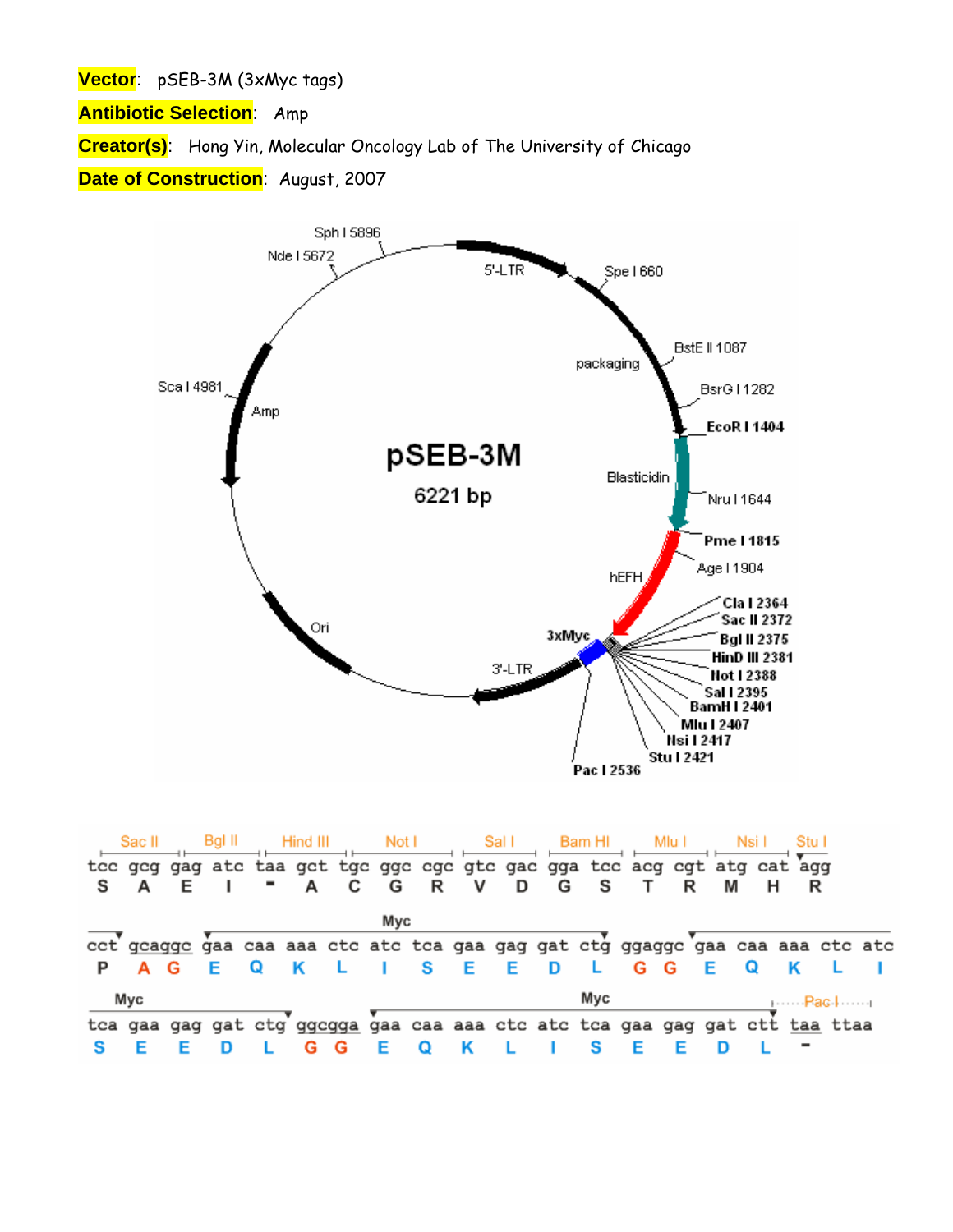**Vector**: pSEB-3M (3xMyc tags)

**Antibiotic Selection**: Amp

**Creator(s)**: Hong Yin, Molecular Oncology Lab of The University of Chicago

**Date of Construction**: August, 2007

pSEB-3M
6221 bp

Sph I 5896
Nde I 5672
5'-LTR
Spe I 660
packaging
BstE II 1087
BsrG I 1282
EcoR I 1404
Blasticidin
Nru I 1644
Pme I 1815
Age I 1904
hEFH
Cla I 2364
Sac II 2372
Bgl II 2375
HinD III 2381
Not I 2388
Sal I 2395
BamH I 2401
Mlu I 2407
Nsi I 2417
Stu I 2421
Pac I 2536
3xMyc
3'-LTR
Ori
Amp
Sca I 4981

```
   Sac II   Bgl II   Hind III   Not I    Sal I    Bam HI   Mlu I   Nsi I   Stu I
tcc gcg gag atc taa gct tgc ggc cgc gtc gac gga tcc acg cgt atg cat agg
 S   A   E   I   -   A   C   G   R   V   D   G   S   T   R   M   H   R

                         Myc
cct gcaggc gaa caa aaa ctc atc tca gaa gag gat ctg ggaggc gaa caa aaa ctc atc
 P   A G    E   Q   K   L   I   S   E   E   D   L   G G   E   Q   K   L   I

  Myc                                     Myc                        Pac I
tca gaa gag gat ctg ggcgga gaa caa aaa ctc atc tca gaa gag gat ctt taa ttaa
 S   E   E   D   L   G G   E   Q   K   L   I   S   E   E   D   L   -
```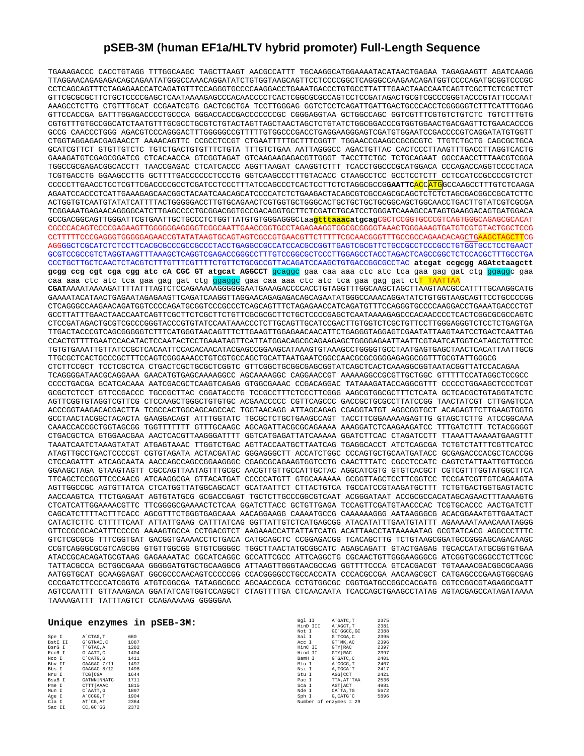# pSEB-3M (human EF1a/HLTV hybrid promoter) Full-Length Sequence

```
TGAAAGACCC CACCTGTAGG TTTGGCAAGC TAGCTTAAGT AACGCCATTT TGCAAGGCATGGAAAAATACATAACTGAGAA TAGAGAAGTT AGATCAAGG
TTAGGAACAGAGAGACAGCAGAATATGGGCCAAACAGGATATCTGTGGTAAGCAGTTCCTCCCCGGCTCAGGGCCAAGAACAGATGGTCCCCAGATGCGGTCCCGC
CCTCAGCAGTTTCTAGAGAACCATCAGATGTTTCCAGGGTGCCCCAAGGACCTGAAATGACCCTGTGCCTTATTTGAACTAACCAATCAGTTCGCTTCTCGCTTCT
GTTCGCGCGCTTCTGCTCCCCGAGCTCAATAAAAGAGCCCACAACCCCTCACTCGGCGCGCCAGTCCTCCGATAGACTGCGTCGCCCGGGTACCCGTATTCCCAAT
AAAGCCTCTTG CTGTTTGCAT CCGAATCGTG GACTCGCTGA TCCTTGGGAG GGTCTCCTCAGATTGATTGACTGCCCACCTCGGGGGTCTTTCATTTGGAG
GTTCCACCGA GATTTGGAGACCCCTGCCCA GGGACCACCGACCCCCCCGC CGGGAGGTAA GCTGGCCAGC GGTCGTTTCGTGTCTGTCTC TGTCTTTGTG
CGTGTTTGTGCCGGCATCTAATGTTTGCGCCTGCGTCTGTACTAGTTAGCTAACTAGCTCTGTATCTGGCGGACCCGTGGTGGAACTGACGAGTTCTGAACACCCG
GCCG CAACCCTGGG AGACGTCCCAGGGACTTTGGGGGCCGTTTTTGTGGCCCGACCTGAGGAAGGGAGTCGATGTGGAATCCGACCCCGTCAGGATATGTGGTT
CTGGTAGGAGACGAGAACCT AAAACAGTTC CCGCCTCCGT CTGAATTTTTGCTTTCGGTT TGGAACCGAAGCCGCGCGTC TTGTCTGCTG CAGCGCTGCA
GCATCGTTCT GTGTTGTCTC TGTCTGACTGTGTTTCTGTA TTTGTCTGAA AATTAGGGCC AGACTGTTAC CACTCCCTTAAGTTTGACCTTAGGTCACTG
GAAAGATGTCGAGCGGATCG CTCACAACCA GTCGGTAGAT GTCAAGAAGAGACGTTGGGT TACCTTCTGC TCTGCAGAAT GGCCAACCTTTAACGTCGGA
TGGCCGCGAGACGGCACCTT TAACCGAGAC CTCATCACCC AGGTTAAGAT CAAGGTCTTT TCACCTGGCCCGCATGGACA CCCAGACCAGGTCCCCTACA
TCGTGACCTG GGAAGCCTTG GCTTTTGACCCCCCTCCCTG GGTCAAGCCCTTTGTACACC CTAAGCCTCC GCCTCCTCTT CCTCCATCCGCCCCGTCTCT
CCCCCTTGAACCTCCTCGTTCGACCCCGCCTCGATCCTCCCTTTATCCAGCCCTCACTCCTTCTCTAGGCGCCGGAATTCACCATGGCCAAGCCTTTGTCTCAAGA
AGAATCCACCCTCATTGAAAGAGCAACGGCTACAATCAACAGCATCCCCATCTCTGAAGACTACAGCGTCGCCAGCGCAGCTCTCTCTAGCGACGGCCGCATCTTC
ACTGGTGTCAATGTATATCATTTTACTGGGGGACCTTGTGCAGAACTCGTGGTGCTGGGCACTGCTGCTGCTGCGGCAGCTGGCAACCTGACTTGTATCGTCGCGA
TCGGAAATGAGAACAGGGGCATCTTGAGCCCCTGCGGACGGTGCCGACAGGTGCTTCTCGATCTGCATCCTGGGATCAAAGCCATAGTGAAGGACAGTGATGGACA
GCCGACGGCAGTTGGGATTCGTGAATTGCTGCCCTCTGGTTATGTGTGGGAGGGCtaagtttaaacatgcagCGCTCCGGTGCCCGTCAGTGGGCAGAGCGCACAT
CGCCCACAGTCCCCGAGAAGTTGGGGGGAGGGGTCGGCAATTGAACCGGTGCCTAGAGAAGGTGGCGCGGGGTAAACTGGGAAAGTGATGTCGTGTACTGGCTCCG
CCTTTTTCCCGAGGGTGGGGGAGAACCGTATATAAGTGCAGTAGTCGCCGTGAACGTTCTTTTTCGCAACGGGTTTGCCGCCAGAACACAGCTGAAGCTAGCTTCG
AGGGGCTCGCATCTCTCCTTCACGCGCCCGCCGCCCTACCTGAGGCCGCCATCCACGCCGGTTGAGTCGCGTTCTGCCGCCTCCCGCCTGTGGTGCCTCCTGAACT
GCGTCCGCCGTCTAGGTAAGTTTAAAGCTCAGGTCGAGACCGGGCCTTTGTCCGGCGCTCCCTTGGAGCCTACCTAGACTCAGCCGGCTCTCCACGCTTTGCCTGA
CCCTGCTTGCTCAACTCTACGTCTTTGTTTCGTTTTCTGTTCTGCGCCGTTACAGATCCAAGCTGTGACCGGCGCCTAC atcgat ccgcgg AGAtctaagctt
gcgg ccg cgt cga cgg atc cA CGC GT atgcat AGGCCT gcaggc gaa caa aaa ctc atc tca gaa gag gat ctg ggaggc gaa
caa aaa ctc atc tca gaa gag gat ctg ggaggc gaa caa aaa ctc atc tca gaa gag gat ctT TAATTAA
CGATAAAATAAAAGATTTTATTTAGTCTCCAGAAAAAGGGGGGAATGAAAGACCCCACCTGTAGGTTTGGCAAGCTAGCTTAAGTAACGCCATTTTGCAAGGCATG
GAAAATACATAACTGAGAATAGAGAAGTTCAGATCAAGGTTAGGAACAGAGAGACAGCAGAATATGGGCCAAACAGGATATCTGTGGTAAGCAGTTCCTGCCCCGG
CTCAGGGCCAAGAACAGATGGTCCCCAGATGCGGTCCCGCCCTCAGCAGTTTCTAGAGAACCATCAGATGTTTCCAGGGTGCCCCAAGGACCTGAAATGACCCTGT
GCCTTATTTGAACTAACCAATCAGTTCGCTTCTCGCTTCTGTTCGCGCGCTTCTGCTCCCCGAGCTCAATAAAAGAGCCCACAACCCCTCACTCGGCGCGCCAGTC
CTCCGATAGACTGCGTCGCCCGGGTACCCGTGTATCCAATAAACCCTCTTGCAGTTGCATCCGACTTGTGGTCTCGCTGTTCCTTGGGAGGGTCTCCTCTGAGTGA
TTGACTACCCGTCAGCGGGGGTCTTTCATGGGTAACAGTTTCTTGAAGTTGGAGAACAACATTCTGAGGGTAGGAGTCGAATATTAAGTAATCCTGACTCAATTAG
CCACTGTTTTGAATCCACATACTCCAATACTCCTGAAATAGTTCATTATGGACAGCGCAGAAGAGCTGGGGAGAATTAATTCGTAATCATGGTCATAGCTGTTTCC
TGTGTGAAATTGTTATCCGCTCACAATTCCACACAACATACGAGCCGGAAGCATAAAGTGTAAAGCCTGGGGTGCCTAATGAGTGAGCTAACTCACATTAATTGCG
TTGCGCTCACTGCCCGCTTTCCAGTCGGGAAACCTGTCGTGCCAGCTGCATTAATGAATCGGCCAACGCGCGGGGAGAGGCGGTTTGCGTATTGGGCG
CTCTTCCGCT TCCTCGCTCA CTGACTCGCTGCGCTCGGTC GTTCGGCTGCGGCGAGCGGTATCAGCTCACTCAAAGGCGGTAATACGGTTATCCACAGAA
TCAGGGGATAACGCAGGAAA GAACATGTGAGCAAAAGGCC AGCAAAAGGC CAGGAACCGT AAAAAGGCCGCGTTGCTGGC GTTTTTCCATAGGCTCCGCC
CCCCTGACGA GCATCACAAA AATCGACGCTCAAGTCAGAG GTGGCGAAAC CCGACAGGAC TATAAAGATACCAGGCGTTT CCCCCTGGAAGCTCCCTCGT
GCGCTCTCCT GTTCCGACCC TGCCGCTTAC CGGATACCTG TCCGCCTTTCTCCCTTCGGG AAGCGTGGCGCTTTCTCATA GCTCACGCTGTAGGTATCTC
AGTTCGGTGTAGGTCGTTCG CTCCAAGCTGGGCTGTGTGC ACGAACCCCC CGTTCAGCCC GACCGCTGCGCCTTATCCGG TAACTATCGT CTTGAGTCCA
ACCCGGTAAGACACGACTTA TCGCCACTGGCAGCAGCCAC TGGTAACAGG ATTAGCAGAG CGAGGTATGT AGGCGGTGCT ACAGAGTTCTTGAAGTGGTG
GCCTAACTACGGCTACACTA GAAGGACAGT ATTTGGTATC TGCGCTCTGCTGAAGCCAGT TACCTTCGGAAAAAGAGTTG GTAGCTCTTG ATCCGGCAAA
CAAACCACCGCTGGTAGCGG TGGTTTTTTT GTTTGCAAGC AGCAGATTACGCGCAGAAAA AAAGGATCTCAAGAAGATCC TTTGATCTTT TCTACGGGGT
CTGACGCTCA GTGGAACGAA AACTCACGTTAAGGGATTTT GGTCATGAGATTATCAAAAA GGATCTTCAC CTAGATCCTT TTAAATTAAAAATGAAGTTT
TAAATCAATCTAAAGTATAT ATGAGTAAAC TTGGTCTGAC AGTTACCAATGCTTAATCAG TGAGGCACCT ATCTCAGCGA TCTGTCTATTTCGTTCATCC
ATAGTTGCCTGACTCCCCGT CGTGTAGATA ACTACGATAC GGGAGGGCTT ACCATCTGGC CCCAGTGCTGCAATGATACC GCGAGACCCACGCTCACCGG
CTCCAGATTT ATCAGCAATA AACCAGCCAGCCGGAAGGGC CGAGCGCAGAAGTGGTCCTG CAACTTTATC CGCCTCCATC CAGTCTATTAATTGTTGCCG
GGAAGCTAGA GTAAGTAGTT CGCCAGTTAATAGTTTGCGC AACGTTGTTGCCATTGCTAC AGGCATCGTG GTGTCACGCT CGTCGTTTGGTATGGCTTCA
TTCAGCTCCGGTTCCCAACG ATCAAGGCGA GTTACATGAT CCCCCATGTT GTGCAAAAAA GCGGTTAGCTCCTTCGGTCC TCCGATCGTTGTCAGAAGTA
AGTTGGCCGC AGTGTTATCA CTCATGGTTATGGCAGCACT GCATAATTCT CTTACTGTCA TGCCATCCGTAAGATGCTTT TCTGTGACTGGTGAGTACTC
AACCAAGTCA TTCTGAGAAT AGTGTATGCG GCGACCGAGT TGCTCTTGCCCGGCGTCAAT ACGGGATAAT ACCGCGCCACATAGCAGAACTTTAAAAGTG
CTCATCATTGGAAAACGTTC TTCGGGGCGAAAACTCTCAA GGATCTTACC GCTGTTGAGA TCCAGTTCGATGTAACCCAC TCGTGCACCC AACTGATCTT
CAGCATCTTTTACTTTCACC AGCGTTTCTGGGTGAGCAAA AACAGGAAGG CAAAATGCCG CAAAAAAGGG AATAAGGGCG ACACGGAAATGTTGAATACT
CATACTCTTC CTTTTTCAAT ATTATTGAAG CATTTATCAG GGTTATTGTCTCATGAGCGG ATACATATTTGAATGTATTT AGAAAAATAAACAAATAGGG
GTTCCGCGCACATTTCCCCG AAAAGTGCCA CCTGACGTCT AAGAAACCATTATTATCATG ACATTAACCTATAAAAATAG GCGTATCACG AGGCCCTTTC
GTCTCGCGCG TTTCGGTGAT GACGGTGAAAACCTCTGACA CATGCAGCTC CCGGAGACGG TCACAGCTTG TCTGTAAGCGGATGCCGGGAGCAGACAAGC
CCGTCAGGGCGCGTCAGCGG GTGTTGGCGG GTGTCGGGGC TGGCTTAACTATGCGGCATC AGAGCAGATT GTACTGAGAG TGCACCATATGCGGTGTGAA
ATACCGCACAGATGCGTAAG GAGAAAATAC CGCATCAGGC GCCATTCGCC ATTCAGGCTG CGCAACTGTTGGGAAGGGCG ATCGGTGCGGGCCTCTTCGC
TATTACGCCA GCTGGCGAAA GGGGGATGTGCTGCAAGGCG ATTAAGTTGGGTAACGCCAG GGTTTTCCCA GTCACGACGT TGTAAAACGACGGCCAGTG
AATGGTGCAT GCAAGGAGAT GGCGCCCAACAGTCCCCCGG CCACGGGGCCTGCCACCATA CCCACGCCGA AACAAGCGCT CATGAGCCCGAAGTGGCGAG
CCCGATCTTCCCCATCGGTG ATGTCGGCGA TATAGGCGCC AGCAACCGCA CCTGTGGCGC CGGTGATGCCGGCCACGATG CGTCCGGCGTAGAGGCGATT
AGTCCAATTT GTTAAAGACA GGATATCAGTGGTCCAGGCT CTAGTTTTGA CTCAACAATA TCACCAGCTGAAGCCTATAG AGTACGAGCCATAGATAAAA
TAAAAGATTT TATTTAGTCT CCAGAAAAAG GGGGGAA
```

## Unique enzymes in pSEB-3M:

| Enzyme | Site | Position |
|---|---|---|
| Spe I | A`CTAG,T | 660 |
| BstE II | G`GTNAC,C | 1087 |
| BsrG I | T`GTAC,A | 1282 |
| EcoR I | G`AATT,C | 1404 |
| Nco I | C`CATG,G | 1411 |
| Bbv II | GAAGAC 7/11 | 1497 |
| Bbs I | GAAGAC 8/12 | 1498 |
| Nru I | TCG\|CGA | 1644 |
| BsaB I | GATNN\|NNATC | 1711 |
| Pme I | CTTT\|AAAC | 1815 |
| Mun I | C`AATT,G | 1897 |
| Age I | A`CCGG,T | 1904 |
| Cla I | AT`CG,AT | 2364 |
| Sac II | CC,GC`GG | 2372 |
| Bgl II | A`GATC,T | 2375 |
| HinD III | A`AGCT,T | 2381 |
| Not I | GC`GGCC,GC | 2388 |
| Sal I | G`TCGA,C | 2395 |
| Acc I | GT`MK,AC | 2396 |
| HinC II | GTY\|RAC | 2397 |
| Hind II | GTY\|RAC | 2397 |
| BamH I | G`GATC,C | 2401 |
| Mlu I | A`CGCG,T | 2407 |
| Nsi I | A,TGCA`T | 2417 |
| Stu I | AGG\|CCT | 2421 |
| Pac I | TTA,AT`TAA | 2536 |
| Sca I | AGT\|ACT | 4981 |
| Nde I | CA`TA,TG | 5672 |
| Sph I | G,CATG`C | 5896 |

Number of enzymes = 29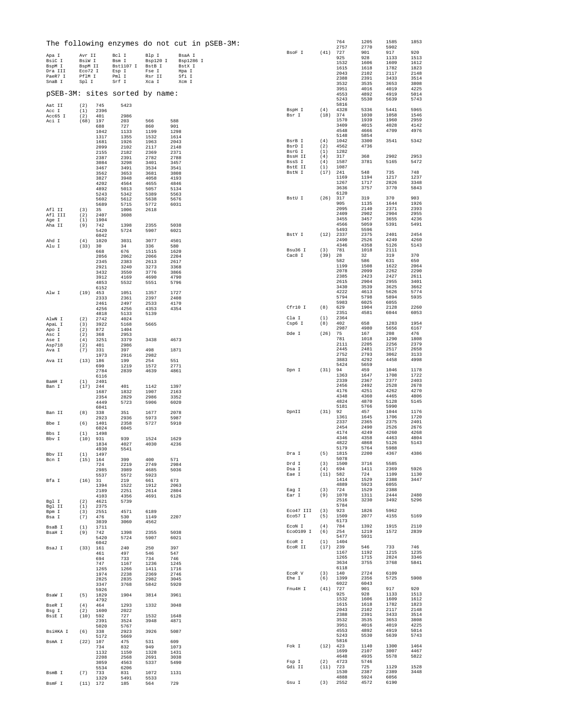# The following enzymes do not cut in pSEB-3M:

| | | | | |
|---|---|---|---|---|
| Apa I | Avr II | Bcl I | Blp I | BsaA I |
| BsiC I | BsiW I | Bsm I | Bsp120 I | Bsp1286 I |
| BspM I | BspM II | Bst1107 I | BstB I | BstX I |
| Dra III | Eco72 I | Esp I | Fse I | Hpa I |
| PaeR7 I | PflM I | Pml I | Rsr II | Sfi I |
| SnaB I | Spl I | Srf I | Xca I | Xcm I |

## pSEB-3M: sites sorted by name:

```
Aat II     (2)  745    5423
Acc I      (1)  2396
Acc65 I    (2)  401    2986
Aci I      (68) 197    203    566    588
                688    727    860    901
                1042   1133   1199   1298
                1317   1355   1532   1614
                1681   1926   1963   2043
                2099   2102   2117   2148
                2155   2182   2369   2371
                2387   2391   2782   2788
                3084   3298   3401   3457
                3467   3491   3534   3541
                3562   3653   3681   3808
                3827   3948   4058   4193
                4202   4564   4655   4846
                4892   5013   5057   5134
                5243   5342   5389   5563
                5602   5612   5638   5676
                5689   5715   5772   6031
Afl II     (3)  35     1006   2618
Afl III    (2)  2407   3608
Age I      (1)  1904
Aha II     (9)  742    1398   2355   5038
                5420   5724   5907   6021
                6042
Ahd I      (4)  1020   3031   3077   4501
Alu I      (33) 30     34     336    580
                668    676    1515   1620
                2056   2062   2066   2204
                2345   2383   2613   2617
                2921   3240   3273   3368
                3432   3550   3776   3866
                3912   4169   4690   4790
                4853   5532   5551   5796
                6152
Alw I      (19) 453    1051   1357   1727
                2333   2361   2397   2408
                2461   2497   2533   4170
                4256   4256   4353   4354
                4818   5133   5139
AlwN I     (2)  2742   4024
ApaL I     (3)  3922   5168   5665
Apo I      (2)  872    1404
Asc I      (2)  368    2953
Ase I      (4)  3251   3379   3438   4673
Asp718     (2)  401    2986
Ava I      (7)  331    397    498    1871
                1973   2916   2982
Ava II     (13) 186    199    254    551
                690    1219   1572   2771
                2784   2839   4639   4861
                6116
BamH I     (1)  2401
Ban I      (17) 244    401    1142   1397
                1687   1832   1907   2163
                2354   2829   2986   3352
                4449   5723   5906   6020
                6041
Ban II     (8)  338    351    1677   2078
                2923   2936   5973   5987
Bbe I      (6)  1401   2358   5727   5910
                6024   6045
Bbs I      (1)  1498
Bbv I      (10) 931    939    1524   1629
                1834   4027   4030   4236
                4930   5541
Bbv II     (1)  1497
Bcn I      (15) 164    399    400    571
                724    2219   2749   2984
                2985   3989   4685   5036
                5537   5572   5923
Bfa I      (16) 31     219    661    673
                1394   1522   1912   2063
                2189   2251   2614   2804
                4103   4356   4691   6126
Bgl I      (2)  4621   5739
Bgl II     (1)  2375
Bpm I      (3)  2551   4571   6189
Bsa I      (7)  476    530    1149   2207
                3039   3060   4562
BsaB I     (1)  1711
BsaH I     (9)  742    1398   2355   5038
                5420   5724   5907   6021
                6042
BsaJ I     (33) 161    240    250    397
                461    497    546    547
                694    733    734    746
                747    1167   1236   1245
                1265   1266   1411   1716
                1974   2238   2369   2746
                2825   2835   2982   3045
                3347   3768   5842   5920
                5926
BsaW I     (5)  1829   1904   3814   3961
                4792
BseR I     (4)  464    1293   1332   3048
Bsg I      (2)  1600   2022
BsiE I     (10) 592    727    1532   1648
                2391   3524   3948   4871
                5020   5767
BsiHKA I   (6)  338    2923   3926   5087
                5172   5669
BsmA I     (22) 107    475    531    609
                734    832    949    1073
                1132   1150   1328   1431
                2208   2568   2691   3038
                3059   4563   5337   5490
                5534   6206
BsmB I     (7)  733    831    1072   1131
                1329   5491   5533
BsmF I     (11) 172    185    564    729
                764    1205   1585   1853
                2757   2770   5902
BsoF I     (41) 727    901    917    920
                925    928    1133   1513
                1532   1606   1609   1612
                1615   1618   1782   1823
                2043   2102   2117   2148
                2388   2391   3433   3514
                3532   3535   3653   3808
                3951   4016   4019   4225
                4553   4892   4919   5014
                5243   5530   5639   5743
                5816
BspH I     (4)  4328   5336   5441   5965
Bsr I      (18) 374    1030   1058   1546
                1570   1939   1960   2959
                3409   4015   4028   4142
                4548   4666   4709   4976
                5148   5854
BsrB I     (4)  1042   3300   3541   5342
BsrD I     (2)  4562   4736
BsrG I     (1)  1282
BssH II    (4)  317    368    2902   2953
BssS I     (4)  1587   3781   5165   5472
BstE II    (1)  1087
BstN I     (17) 241    548    735    748
                1169   1194   1217   1237
                1267   1717   2826   3348
                3636   3757   3770   5843
                6120
BstU I     (26) 317    319    370    903
                905    1135   1644   1926
                2095   2140   2371   2393
                2409   2902   2904   2955
                3455   3457   3655   4236
                4566   5059   5391   5491
                5493   5596
BstY I     (12) 2337   2375   2401   2454
                2490   2526   4249   4260
                4346   4358   5126   5143
Bsu36 I    (3)  781    1018   2111
Cac8 I     (39) 28     32     319    370
                582    586    631    650
                1199   1508   1622   2064
                2078   2099   2262   2290
                2385   2423   2427   2611
                2615   2904   2955   3401
                3430   3539   3625   3662
                4222   4613   5626   5774
                5794   5798   5894   5935
                5983   6025   6055
Cfr10 I    (8)  629    1904   2128   2260
                2351   4581   6044   6053
Cla I      (1)  2364
Csp6 I     (8)  402    658    1283   1954
                2987   4980   5656   6167
Dde I      (26) 75     167    208    476
                781    1018   1290   1808
                2111   2205   2256   2379
                2445   2481   2517   2658
                2752   2793   3062   3133
                3883   4292   4458   4998
                5424   5659
Dpn I      (31) 94     459    1046   1178
                1363   1647   1708   1722
                2339   2367   2377   2403
                2456   2492   2528   2678
                4176   4251   4262   4270
                4348   4360   4465   4806
                4824   4870   5128   5145
                5181   5766   5990
DpnII      (31) 92     457    1044   1176
                1361   1645   1706   1720
                2337   2365   2375   2401
                2454   2490   2526   2676
                4174   4249   4260   4268
                4346   4358   4463   4804
                4822   4868   5126   5143
                5179   5764   5988
Dra I      (5)  1815   2200   4367   4386
                5078
Drd I      (3)  1500   3716   5585
Dsa I      (4)  694    1411   2369   5926
Eae I      (11) 582    724    1109   1130
                1414   1529   2388   3447
                4889   5923   6055
Eag I      (3)  724    1529   2388
Ear I      (9)  1070   1311   2444   2480
                2516   3230   3492   5296
                5784
Eco47 III  (3)  923    1826   5962
Eco57 I    (5)  1509   2077   4155   5169
                6173
EcoN I     (4)  784    1392   1915   2110
EcoO109 I  (6)  254    1219   1572   2839
                5477   5931
EcoR I     (1)  1404
EcoR II    (17) 239    546    733    746
                1167   1192   1215   1235
                1265   1715   2824   3346
                3634   3755   3768   5841
                6118
EcoR V     (3)  140    2724   6109
Ehe I      (6)  1399   2356   5725   5908
                6022   6043
Fnu4H I    (41) 727    901    917    920
                925    928    1133   1513
                1532   1606   1609   1612
                1615   1618   1782   1823
                2043   2102   2117   2148
                2388   2391   3433   3514
                3532   3535   3653   3808
                3951   4016   4019   4225
                4553   4892   4919   5014
                5243   5530   5639   5743
                5816
Fok I      (12) 423    1140   1300   1464
                1699   2107   3007   4467
                4648   4935   5578   5822
Fsp I      (2)  4723   5746
Gdi II     (11) 723    725    1129   1528
                1530   2387   2389   3448
                4888   5924   6056
Gsu I      (3)  2552   4572   6190
```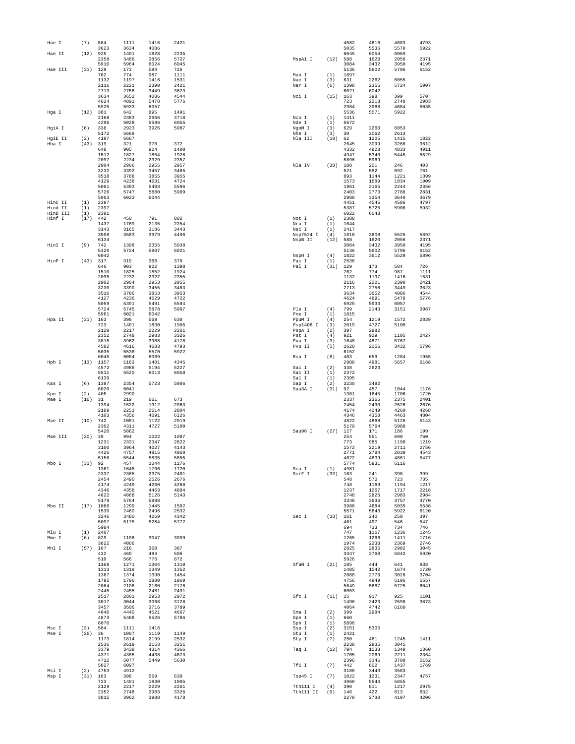```
Hae I      (7)  584    1111   1416   2421
                3623   3634   4086
Hae II    (12)  925    1401   1828   2235
                2358   3486   3856   5727
                5910   5964   6024   6045
Hae III   (31)  129    173    584    726
                762    774    987    1111
                1132   1197   1416   1531
                2116   2221   2390   2421
                2713   2758   3449   3623
                3634   3652   4086   4544
                4624   4891   5478   5776
                5925   5933   6057
Hga I     (12)  381    642    895    1491
                2168   2383   2966   3718
                4296   5028   5586   6055
HgiA I     (6)  338    2923   3926   5087
                5172   5669
HgiE II    (2)  4187   5667
Hha I     (43)  319    321    370    372
                648    905    924    1400
                1512   1827   1854   1926
                2097   2234   2329   2357
                2904   2906   2955   2957
                3232   3392   3457   3485
                3518   3788   3855   3955
                4129   4238   4631   4724
                5061   5393   5493   5596
                5726   5747   5880   5909
                5963   6023   6044
HinC II    (1)  2397
Hind II    (1)  2397
HinD III   (1)  2381
Hinf I    (17)  442    450    791    802
                1437   1769   2135   2254
                3143   3165   3186   3443
                3508   3583   3979   4496
                6134
HinI I     (9)  742    1398   2355   5038
                5420   5724   5907   6021
                6042
HinP I    (43)  317    319    368    370
                646    903    922    1398
                1510   1825   1852   1924
                2095   2232   2327   2355
                2902   2904   2953   2955
                3230   3390   3455   3483
                3516   3786   3853   3953
                4127   4236   4629   4722
                5059   5391   5491   5594
                5724   5745   5878   5907
                5961   6021   6042
Hpa II    (31)  163    398    569    630
                723    1401   1830   1905
                2129   2217   2229   2261
                2352   2748   2983   3326
                3815   3962   3988   4178
                4582   4616   4683   4793
                5035   5536   5570   5922
                6045   6054   6069
Hph I     (13)  1157   1183   1401   4345
                4572   4986   5194   5227
                5511   5520   6013   6058
                6139
Kas I      (6)  1397   2354   5723   5906
                6020   6041
Kpn I      (2)  405    2990
Mae I     (16)  31     219    661    673
                1394   1522   1912   2063
                2189   2251   2614   2804
                4103   4356   4691   6126
Mae II    (10)  742    1081   1122   2019
                2302   4311   4727   5100
                5420   5862
Mae III   (20)  39     994    1022   1087
                1231   2331   2347   2622
                3100   3964   4027   4143
                4426   4757   4815   4968
                5156   5544   5835   5855
Mbo I     (31)  92     457    1044   1176
                1361   1645   1706   1720
                2337   2365   2375   2401
                2454   2490   2526   2676
                4174   4249   4260   4268
                4346   4358   4463   4804
                4822   4868   5126   5143
                5179   5764   5988
Mbo II    (17)  1086   1299   1445   1502
                1530   2460   2496   2532
                3246   3480   4269   4342
                5097   5175   5284   5772
                5984
Mlu I      (1)  2407
Mme I      (6)  829    1106   3047   3099
                3822   4006
Mnl I     (57)  167    216    368    387
                432    460    484    506
                510    566    776    872
                1168   1271   1304   1310
                1313   1319   1349   1352
                1367   1374   1390   1454
                1795   1796   1880   1969
                2064   2106   2160   2176
                2445   2455   2481   2491
                2517   2801   2953   2972
                3017   3044   3068   3128
                3457   3506   3716   3789
                4040   4440   4521   4667
                4873   5468   5526   5786
                6070
Msc I      (3)  584    1111   1416
Mse I     (26)  36     1007   1119   1149
                1173   1814   2199   2532
                2536   2619   3153   3251
                3379   3438   4314   4366
                4371   4385   4438   4673
                4712   5077   5449   5630
                5827   6097
Msl I      (2)  4753   4912
Msp I     (31)  163    398    569    630
                723    1401   1830   1905
                2129   2217   2229   2261
                2352   2748   2983   3326
                3815   3962   3988   4178
                4582   4616   4683   4793
                5035   5536   5570   5922
                6045   6054   6069
MspA1 I   (12)  588    1620   2056   2371
                3084   3432   3950   4195
                5136   5602   5796   6152
Mun I      (1)  1897
Nae I      (3)  631    2262   6055
Nar I      (6)  1398   2355   5724   5907
                6021   6042
Nci I     (15)  163    398    399    570
                723    2218   2748   2983
                2984   3988   4684   5035
                5536   5571   5922
Nco I      (1)  1411
Nde I      (1)  5672
NgoM I     (3)  629    2260   6053
Nhe I      (3)  30     2062   2613
Nla III   (18)  62     1205   1415   1822
                2645   3099   3266   3612
                4332   4823   4833   4911
                4947   5340   5445   5529
                5896   5969
Nla IV    (38)  188    201    246    403
                521    552    692    761
                893    1144   1221   1399
                1573   1689   1834   1909
                1961   2165   2244   2356
                2403   2773   2786   2831
                2988   3354   3640   3679
                4451   4545   4586   4797
                5387   5725   5908   5932
                6022   6043
Not I      (1)  2388
Nru I      (1)  1644
Nsi I      (1)  2417
Nsp7524 I  (4)  1818   3608   5525   5892
NspB II   (12)  588    1620   2056   2371
                3084   3432   3950   4195
                5136   5602   5796   6152
NspH I     (4)  1822   3612   5529   5896
Pac I      (1)  2536
Pal I     (31)  129    173    584    726
                762    774    987    1111
                1132   1197   1416   1531
                2116   2221   2390   2421
                2713   2758   3449   3623
                3634   3652   4086   4544
                4624   4891   5478   5776
                5925   5933   6057
Ple I      (4)  799    2143   3151   3987
Pme I      (1)  1815
PpuM I     (4)  254    1219   1572   2839
Psp1406 I  (3)  2019   4727   5100
PspA I     (2)  397    2982
Pst I      (4)  921    929    1105   2427
Pvu I      (3)  1648   4871   5767
Pvu II     (5)  1620   2056   3432   5796
                6152
Rsa I      (8)  403    659    1284   1955
                2988   4981   5657   6168
Sac I      (2)  338    2923
Sac II     (1)  2372
Sal I      (1)  2395
Sap I      (2)  3230   3492
Sau3A I   (31)  92     457    1044   1176
                1361   1645   1706   1720
                2337   2365   2375   2401
                2454   2490   2526   2676
                4174   4249   4260   4268
                4346   4358   4463   4804
                4822   4868   5126   5143
                5179   5764   5988
Sau96 I   (27)  127    171    186    199
                254    551    690    760
                773    985    1196   1219
                1572   2219   2711   2756
                2771   2784   2839   4543
                4622   4639   4861   5477
                5774   5931   6116
Sca I      (1)  4981
ScrF I    (32)  163    241    398    399
                548    570    723    735
                748    1169   1194   1217
                1237   1267   1717   2218
                2748   2826   2983   2984
                3348   3636   3757   3770
                3988   4684   5035   5536
                5571   5843   5922   6120
Sec I     (33)  161    240    250    397
                461    497    546    547
                694    733    734    746
                747    1167   1236   1245
                1265   1266   1411   1716
                1974   2238   2369   2746
                2825   2835   2982   3045
                3347   3768   5842   5920
                5926
SfaN I    (21)  185    444    641    938
                1485   1542   1674   1720
                2088   2770   3028   3704
                4756   4949   5196   5557
                5649   5687   5725   6041
                6053
Sfc I     (11)  15     917    925    1101
                1496   2423   2598   3873
                4064   4742   6160
Sma I      (2)  399    2984
Spe I      (1)  660
Sph I      (1)  5896
Ssp I      (2)  3151   5305
Stu I      (1)  2421
Sty I      (7)  250    461    1245   1411
                2238   2835   3045
Taq I     (12)  794    1038   1349   1360
                1705   2069   2211   2364
                2396   3146   3708   5152
Tfi I      (7)  442    802    1437   1769
                3186   3443   3583
Tsp45 I    (7)  1022   1231   2347   4757
                4968   5544   5855
Tth111 I   (4)  390    811    1217   2975
Tth111 II  (9)  146    422    613    632
                2278   2730   4197   4206
```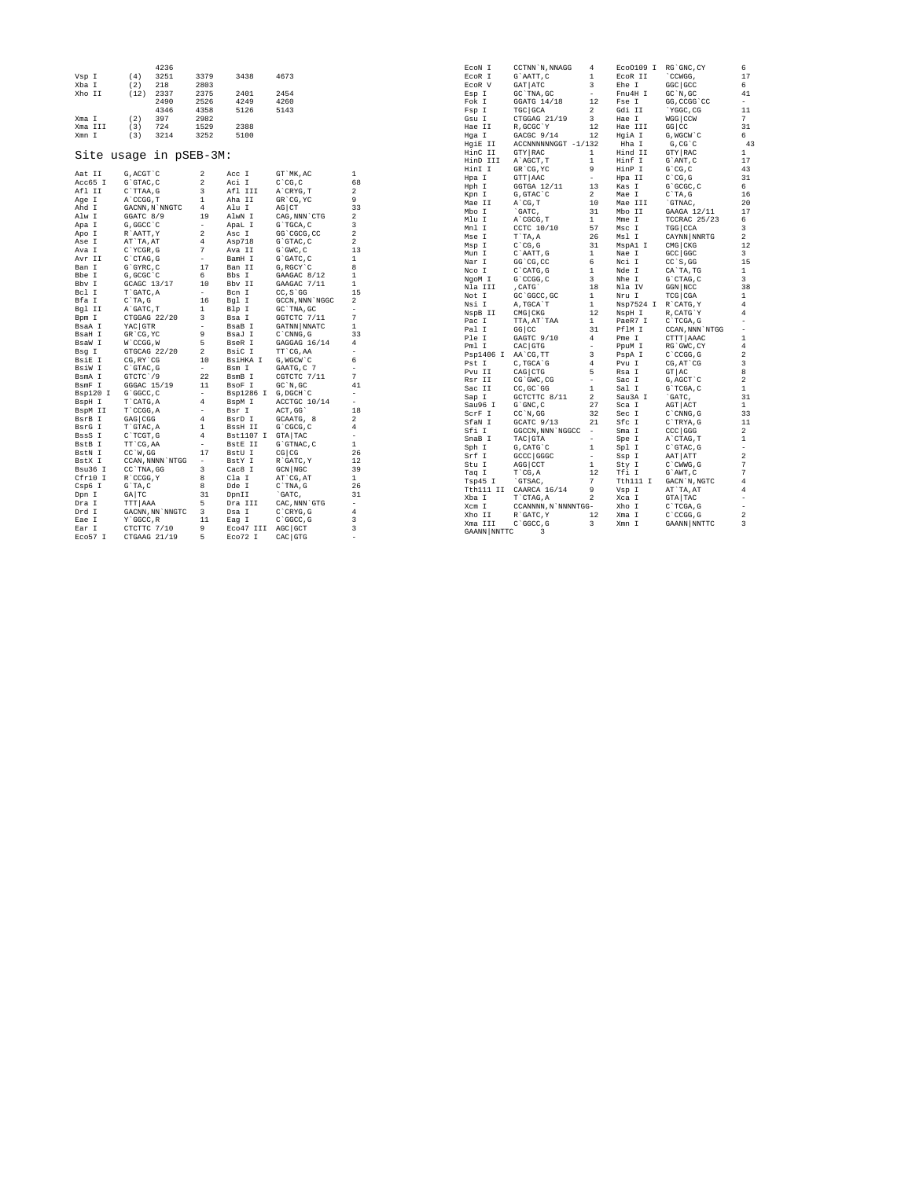| | | | | | |
|---|---|---|---|---|---|
| | | 4236 | | | |
| Vsp I | (4) | 3251 | 3379 | 3438 | 4673 |
| Xba I | (2) | 218 | 2803 | | |
| Xho II | (12) | 2337 | 2375 | 2401 | 2454 |
| | | 2490 | 2526 | 4249 | 4260 |
| | | 4346 | 4358 | 5126 | 5143 |
| Xma I | (2) | 397 | 2982 | | |
| Xma III | (3) | 724 | 1529 | 2388 | |
| Xmn I | (3) | 3214 | 3252 | 5100 | |

## Site usage in pSEB-3M:

| | | | | | |
|---|---|---|---|---|---|
| Aat II | G,ACGT`C | 2 | Acc I | GT`MK,AC | 1 |
| Acc65 I | G`GTAC,C | 2 | Aci I | C`CG,C | 68 |
| Afl II | C`TTAA,G | 3 | Afl III | A`CRYG,T | 2 |
| Age I | A`CCGG,T | 1 | Aha II | GR`CG,YC | 9 |
| Ahd I | GACNN,N`NNGTC | 4 | Alu I | AG\|CT | 33 |
| Alw I | GGATC 8/9 | 19 | AlwN I | CAG,NNN`CTG | 2 |
| Apa I | G,GGCC`C | - | ApaL I | G`TGCA,C | 3 |
| Apo I | R`AATT,Y | 2 | Asc I | GG`CGCG,CC | 2 |
| Ase I | AT`TA,AT | 4 | Asp718 | G`GTAC,C | 2 |
| Ava I | C`YCGR,G | 7 | Ava II | G`GWC,C | 13 |
| Avr II | C`CTAG,G | - | BamH I | G`GATC,C | 1 |
| Ban I | G`GYRC,C | 17 | Ban II | G,RGCY`C | 8 |
| Bbe I | G,GCGC`C | 6 | Bbs I | GAAGAC 8/12 | 1 |
| Bbv I | GCAGC 13/17 | 10 | Bbv II | GAAGAC 7/11 | 1 |
| Bcl I | T`GATC,A | - | Bcn I | CC,S`GG | 15 |
| Bfa I | C`TA,G | 16 | Bgl I | GCCN,NNN`NGGC | 2 |
| Bgl II | A`GATC,T | 1 | Blp I | GC`TNA,GC | - |
| Bpm I | CTGGAG 22/20 | 3 | Bsa I | GGTCTC 7/11 | 7 |
| BsaA I | YAC\|GTR | - | BsaB I | GATNN\|NNATC | 1 |
| BsaH I | GR`CG,YC | 9 | BsaJ I | C`CNNG,G | 33 |
| BsaW I | W`CCGG,W | 5 | BseR I | GAGGAG 16/14 | 4 |
| Bsg I | GTGCAG 22/20 | 2 | BsiC I | TT`CG,AA | - |
| BsiE I | CG,RY`CG | 10 | BsiHKA I | G,WGCW`C | 6 |
| BsiW I | C`GTAC,G | - | Bsm I | GAATG,C 7 | - |
| BsmA I | GTCTC`/9 | 22 | BsmB I | CGTCTC 7/11 | 7 |
| BsmF I | GGGAC 15/19 | 11 | BsoF I | GC`N,GC | 41 |
| Bsp120 I | G`GGCC,C | - | Bsp1286 I | G,DGCH`C | - |
| BspH I | T`CATG,A | 4 | BspM I | ACCTGC 10/14 | - |
| BspM II | T`CCGG,A | - | Bsr I | ACT,GG` | 18 |
| BsrB I | GAG\|CGG | 4 | BsrD I | GCAATG, 8 | 2 |
| BsrG I | T`GTAC,A | 1 | BssH II | G`CGCG,C | 4 |
| BssS I | C`TCGT,G | 4 | Bst1107 I | GTA\|TAC | - |
| BstB I | TT`CG,AA | - | BstE II | G`GTNAC,C | 1 |
| BstN I | CC`W,GG | 17 | BstU I | CG\|CG | 26 |
| BstX I | CCAN,NNNN`NTGG | - | BstY I | R`GATC,Y | 12 |
| Bsu36 I | CC`TNA,GG | 3 | Cac8 I | GCN\|NGC | 39 |
| Cfr10 I | R`CCGG,Y | 8 | Cla I | AT`CG,AT | 1 |
| Csp6 I | G`TA,C | 8 | Dde I | C`TNA,G | 26 |
| Dpn I | GA\|TC | 31 | DpnII | `GATC, | 31 |
| Dra I | TTT\|AAA | 5 | Dra III | CAC,NNN`GTG | - |
| Drd I | GACNN,NN`NNGTC | 3 | Dsa I | C`CRYG,G | 4 |
| Eae I | Y`GGCC,R | 11 | Eag I | C`GGCC,G | 3 |
| Ear I | CTCTTC 7/10 | 9 | Eco47 III | AGC\|GCT | 3 |
| Eco57 I | CTGAAG 21/19 | 5 | Eco72 I | CAC\|GTG | - |
| EcoN I | CCTNN`N,NNAGG | 4 | EcoO109 I | RG`GNC,CY | 6 |
| EcoR I | G`AATT,C | 1 | EcoR II | `CCWGG, | 17 |
| EcoR V | GAT\|ATC | 3 | Ehe I | GGC\|GCC | 6 |
| Esp I | GC`TNA,GC | - | Fnu4H I | GC`N,GC | 41 |
| Fok I | GGATG 14/18 | 12 | Fse I | GG,CCGG`CC | - |
| Fsp I | TGC\|GCA | 2 | Gdi II | `YGGC,CG | 11 |
| Gsu I | CTGGAG 21/19 | 3 | Hae I | WGG\|CCW | 7 |
| Hae II | R,GCGC`Y | 12 | Hae III | GG\|CC | 31 |
| Hga I | GACGC 9/14 | 12 | HgiA I | G,WGCW`C | 6 |
| HgiE II | ACCNNNNNNGGT -1/132 | | Hha I | G,CG`C | 43 |
| HinC II | GTY\|RAC | 1 | Hind II | GTY\|RAC | 1 |
| HinD III | A`AGCT,T | 1 | Hinf I | G`ANT,C | 17 |
| HinI I | GR`CG,YC | 9 | HinP I | G`CG,C | 43 |
| Hpa I | GTT\|AAC | - | Hpa II | C`CG,G | 31 |
| Hph I | GGTGA 12/11 | 13 | Kas I | G`GCGC,C | 6 |
| Kpn I | G,GTAC`C | 2 | Mae I | C`TA,G | 16 |
| Mae II | A`CG,T | 10 | Mae III | `GTNAC, | 20 |
| Mbo I | `GATC, | 31 | Mbo II | GAAGA 12/11 | 17 |
| Mlu I | A`CGCG,T | 1 | Mme I | TCCRAC 25/23 | 6 |
| Mnl I | CCTC 10/10 | 57 | Msc I | TGG\|CCA | 3 |
| Mse I | T`TA,A | 26 | Msl I | CAYNN\|NNRTG | 2 |
| Msp I | C`CG,G | 31 | MspA1 I | CMG\|CKG | 12 |
| Mun I | C`AATT,G | 1 | Nae I | GCC\|GGC | 3 |
| Nar I | GG`CG,CC | 6 | Nci I | CC`S,GG | 15 |
| Nco I | C`CATG,G | 1 | Nde I | CA`TA,TG | 1 |
| NgoM I | G`CCGG,C | 3 | Nhe I | G`CTAG,C | 3 |
| Nla III | ,CATG` | 18 | Nla IV | GGN\|NCC | 38 |
| Not I | GC`GGCC,GC | 1 | Nru I | TCG\|CGA | 1 |
| Nsi I | A,TGCA`T | 1 | Nsp7524 I | R`CATG,Y | 4 |
| NspB II | CMG\|CKG | 12 | NspH I | R,CATG`Y | 4 |
| Pac I | TTA,AT`TAA | 1 | PaeR7 I | C`TCGA,G | - |
| Pal I | GG\|CC | 31 | PflM I | CCAN,NNN`NTGG | - |
| Ple I | GAGTC 9/10 | 4 | Pme I | CTTT\|AAAC | 1 |
| Pml I | CAC\|GTG | - | PpuM I | RG`GWC,CY | 4 |
| Psp1406 I | AA`CG,TT | 3 | PspA I | C`CCGG,G | 2 |
| Pst I | C,TGCA`G | 4 | Pvu I | CG,AT`CG | 3 |
| Pvu II | CAG\|CTG | 5 | Rsa I | GT\|AC | 8 |
| Rsr II | CG`GWC,CG | - | Sac I | G,AGCT`C | 2 |
| Sac II | CC,GC`GG | 1 | Sal I | G`TCGA,C | 1 |
| Sap I | GCTCTTC 8/11 | 2 | Sau3A I | `GATC, | 31 |
| Sau96 I | G`GNC,C | 27 | Sca I | AGT\|ACT | 1 |
| ScrF I | CC`N,GG | 32 | Sec I | C`CNNG,G | 33 |
| SfaN I | GCATC 9/13 | 21 | Sfc I | C`TRYA,G | 11 |
| Sfi I | GGCCN,NNN`NGGCC | - | Sma I | CCC\|GGG | 2 |
| SnaB I | TAC\|GTA | - | Spe I | A`CTAG,T | 1 |
| Sph I | G,CATG`C | 1 | Spl I | C`GTAC,G | - |
| Srf I | GCCC\|GGGC | - | Ssp I | AAT\|ATT | 2 |
| Stu I | AGG\|CCT | 1 | Sty I | C`CWWG,G | 7 |
| Taq I | T`CG,A | 12 | Tfi I | G`AWT,C | 7 |
| Tsp45 I | `GTSAC, | 7 | Tth111 I | GACN`N,NGTC | 4 |
| Tth111 II | CAARCA 16/14 | 9 | Vsp I | AT`TA,AT | 4 |
| Xba I | T`CTAG,A | 2 | Xca I | GTA\|TAC | - |
| Xcm I | CCANNNN,N`NNNNTGG- | | Xho I | C`TCGA,G | - |
| Xho II | R`GATC,Y | 12 | Xma I | C`CCGG,G | 2 |
| Xma III | C`GGCC,G | 3 | Xmn I | GAANN\|NNTTC | 3 |
| GAANN\|NNTTC | 3 | | | | |